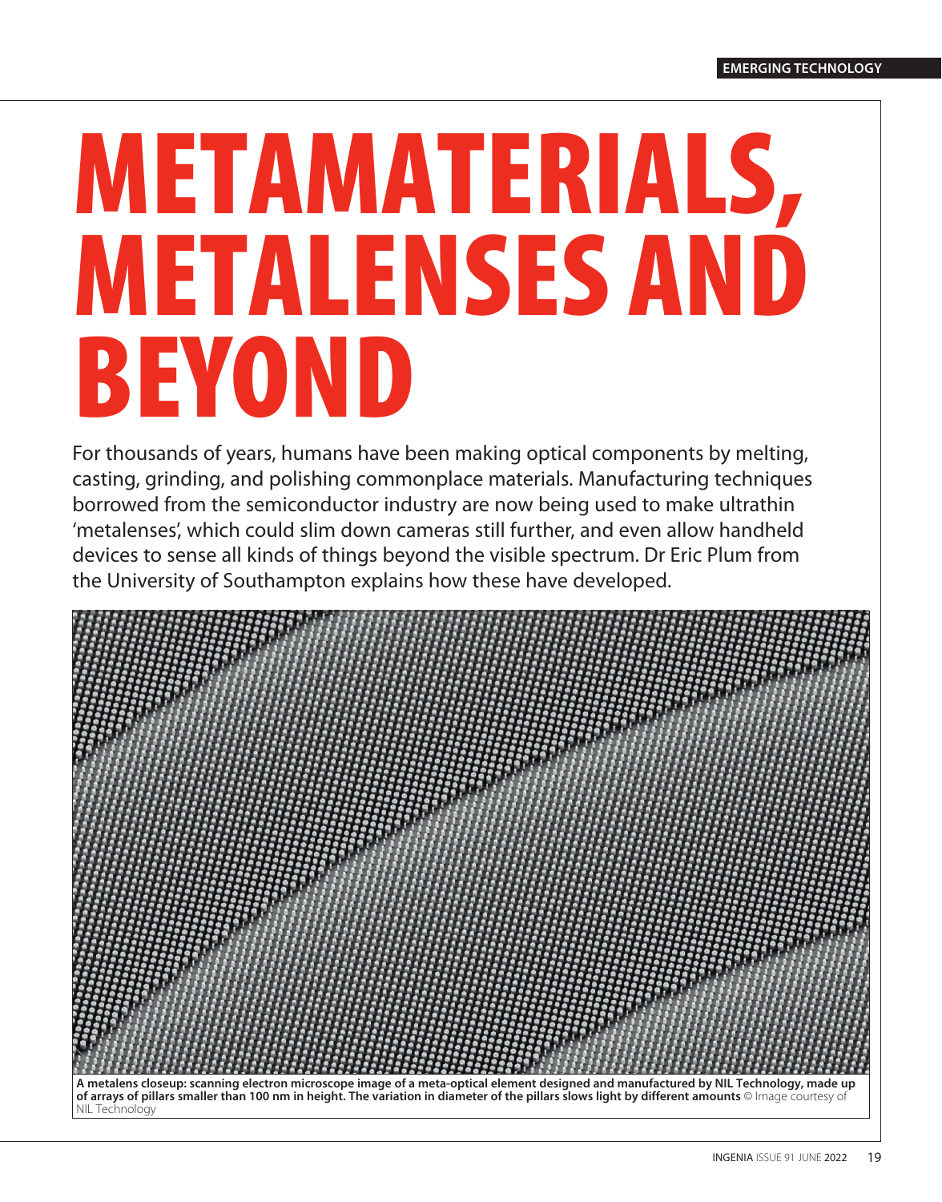EMERGING TECHNOLOGY

# METAMATERIALS, METALENSES AND BEYOND

For thousands of years, humans have been making optical components by melting, casting, grinding, and polishing commonplace materials. Manufacturing techniques borrowed from the semiconductor industry are now being used to make ultrathin 'metalenses', which could slim down cameras still further, and even allow handheld devices to sense all kinds of things beyond the visible spectrum. Dr Eric Plum from the University of Southampton explains how these have developed.

**A metalens closeup: scanning electron microscope image of a meta-optical element designed and manufactured by NIL Technology, made up of arrays of pillars smaller than 100 nm in height. The variation in diameter of the pillars slows light by different amounts** © Image courtesy of NIL Technology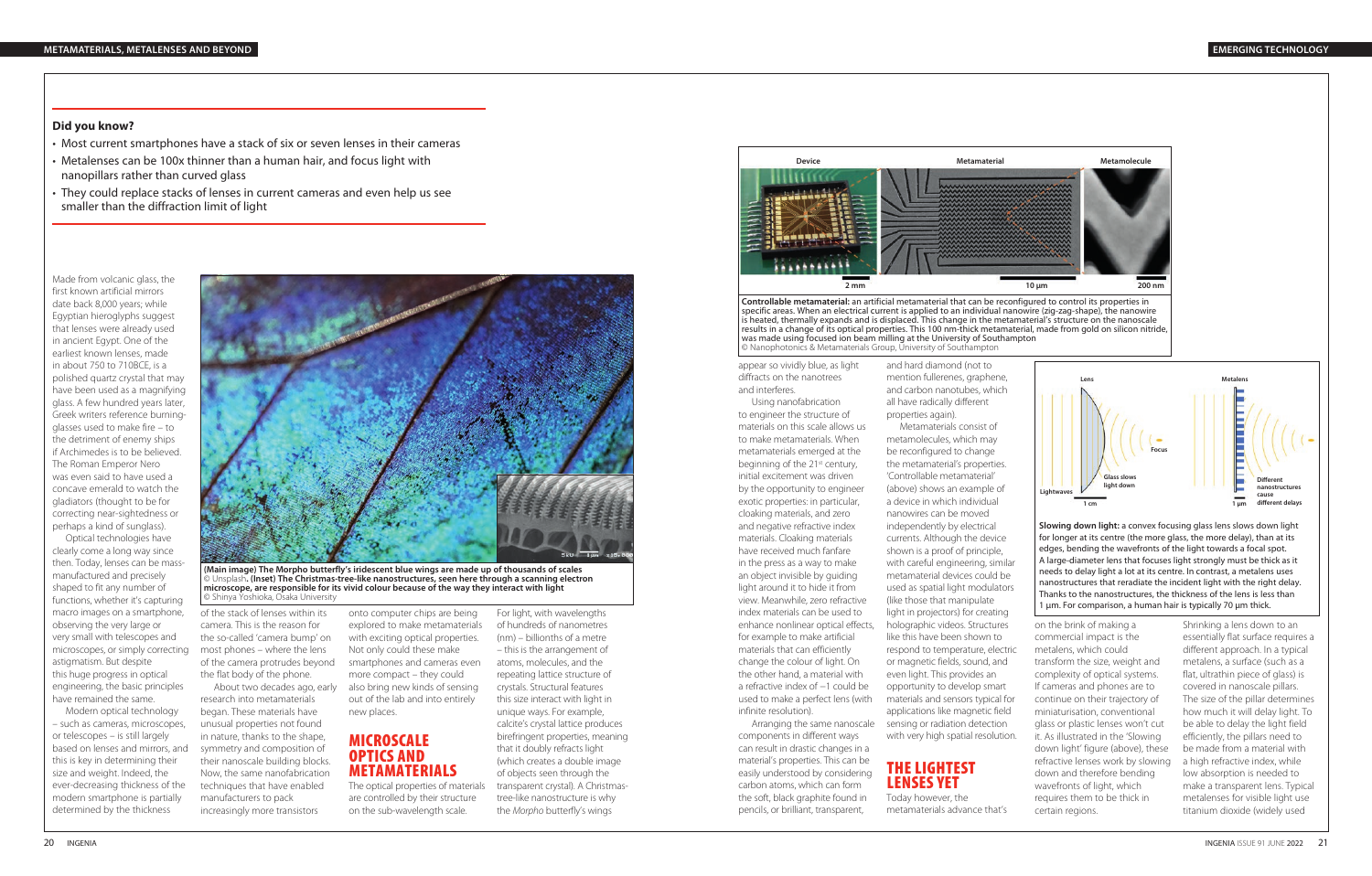## Did you know?

- Most current smartphones have a stack of six or seven lenses in their cameras
- Metalenses can be 100x thinner than a human hair, and focus light with nanopillars rather than curved glass
- They could replace stacks of lenses in current cameras and even help us see smaller than the diffraction limit of light

Made from volcanic glass, the first known artificial mirrors date back 8,000 years; while Egyptian hieroglyphs suggest that lenses were already used in ancient Egypt. One of the earliest known lenses, made in about 750 to 710BCE, is a polished quartz crystal that may have been used as a magnifying glass. A few hundred years later, Greek writers referenced burning-glasses used to make fire – to the detriment of enemy ships if Archimedes is to be believed. The Roman Emperor Nero was even said to have used a concave emerald to watch the gladiators (thought to be for correcting near-sightedness or perhaps a kind of sunglass).

Optical technologies have clearly come a long way since then. Today, lenses can be mass-manufactured and precisely shaped to fit any number of functions, whether it's capturing macro images on a smartphone, observing the very large or very small with telescopes and microscopes, or simply correcting astigmatism. But despite this huge progress in optical engineering, the basic principles have remained the same.

Modern optical technology – such as cameras, microscopes, or telescopes – is still largely based on lenses and mirrors, and this is key in determining their size and weight. Indeed, the ever-decreasing thickness of the modern smartphone is partially determined by the thickness of the stack of lenses within its camera. This is the reason for the so-called 'camera bump' on most phones – where the lens of the camera protrudes beyond the flat body of the phone.

**(Main image) The Morpho butterfly's iridescent blue wings are made up of thousands of scales** © Unsplash. **(Inset) The Christmas-tree-like nanostructures, seen here through a scanning electron microscope, are responsible for its vivid colour because of the way they interact with light** © Shinya Yoshioka, Osaka University

About two decades ago, early research into metamaterials began. These materials have unusual properties not found in nature, thanks to the shape, symmetry and composition of their nanoscale building blocks. Now, the same nanofabrication techniques that have enabled manufacturers to pack increasingly more transistors onto computer chips are being explored to make metamaterials with exciting optical properties. Not only could these make smartphones and cameras even more compact – they could also bring new kinds of sensing out of the lab and into entirely new places.

## MICROSCALE OPTICS AND METAMATERIALS

The optical properties of materials are controlled by their structure on the sub-wavelength scale. For light, with wavelengths of hundreds of nanometres (nm) – billionths of a metre – this is the arrangement of atoms, molecules, and the repeating lattice structure of crystals. Structural features this size interact with light in unique ways. For example, calcite's crystal lattice produces birefringent properties, meaning that it doubly refracts light (which creates a double image of objects seen through the transparent crystal). A Christmas-tree-like nanostructure is why the *Morpho* butterfly's wings appear so vividly blue, as light diffracts on the nanotrees and interferes.

Using nanofabrication to engineer the structure of materials on this scale allows us to make metamaterials. When metamaterials emerged at the beginning of the 21st century, initial excitement was driven by the opportunity to engineer exotic properties: in particular, cloaking materials, and zero and negative refractive index materials. Cloaking materials have received much fanfare in the press as a way to make an object invisible by guiding light around it to hide it from view. Meanwhile, zero refractive index materials can be used to enhance nonlinear optical effects, for example to make artificial materials that can efficiently change the colour of light. On the other hand, a material with a refractive index of −1 could be used to make a perfect lens (with infinite resolution).

Arranging the same nanoscale components in different ways can result in drastic changes in a material's properties. This can be easily understood by considering carbon atoms, which can form the soft, black graphite found in pencils, or brilliant, transparent, and hard diamond (not to mention fullerenes, graphene, and carbon nanotubes, which all have radically different properties again).

Metamaterials consist of metamolecules, which may be reconfigured to change the metamaterial's properties. 'Controllable metamaterial' (above) shows an example of a device in which individual nanowires can be moved independently by electrical currents. Although the device shown is a proof of principle, with careful engineering, similar metamaterial devices could be used as spatial light modulators (like those that manipulate light in projectors) for creating holographic videos. Structures like this have been shown to respond to temperature, electric or magnetic fields, sound, and even light. This provides an opportunity to develop smart materials and sensors typical for applications like magnetic field sensing or radiation detection with very high spatial resolution.

Device | Metamaterial | Metamolecule — 2 mm | 10 µm | 200 nm

**Controllable metamaterial:** an artificial metamaterial that can be reconfigured to control its properties in specific areas. When an electrical current is applied to an individual nanowire (zig-zag-shape), the nanowire is heated, thermally expands and is displaced. This change in the metamaterial's structure on the nanoscale results in a change of its optical properties. This 100 nm-thick metamaterial, made from gold on silicon nitride, was made using focused ion beam milling at the University of Southampton © Nanophotonics & Metamaterials Group, University of Southampton

## THE LIGHTEST LENSES YET

Today however, the metamaterials advance that's on the brink of making a commercial impact is the metalens, which could transform the size, weight and complexity of optical systems. If cameras and phones are to continue on their trajectory of miniaturisation, conventional glass or plastic lenses won't cut it. As illustrated in the 'Slowing down light' figure (above), these refractive lenses work by slowing down and therefore bending wavefronts of light, which requires them to be thick in certain regions.

Shrinking a lens down to an essentially flat surface requires a different approach. In a typical metalens, a surface (such as a flat, ultrathin piece of glass) is covered in nanoscale pillars. The size of the pillar determines how much it will delay light. To be able to delay the light field efficiently, the pillars need to be made from a material with a high refractive index, while low absorption is needed to make a transparent lens. Typical metalenses for visible light use titanium dioxide (widely used

Lens | Metalens — Lightwaves; Glass slows light down; Focus; 1 cm; Different nanostructures cause different delays; 1 µm

**Slowing down light:** a convex focusing glass lens slows down light for longer at its centre (the more glass, the more delay), than at its edges, bending the wavefronts of the light towards a focal spot. A large-diameter lens that focuses light strongly must be thick as it needs to delay light a lot at its centre. In contrast, a metalens uses nanostructures that reradiate the incident light with the right delay. Thanks to the nanostructures, the thickness of the lens is less than 1 µm. For comparison, a human hair is typically 70 µm thick.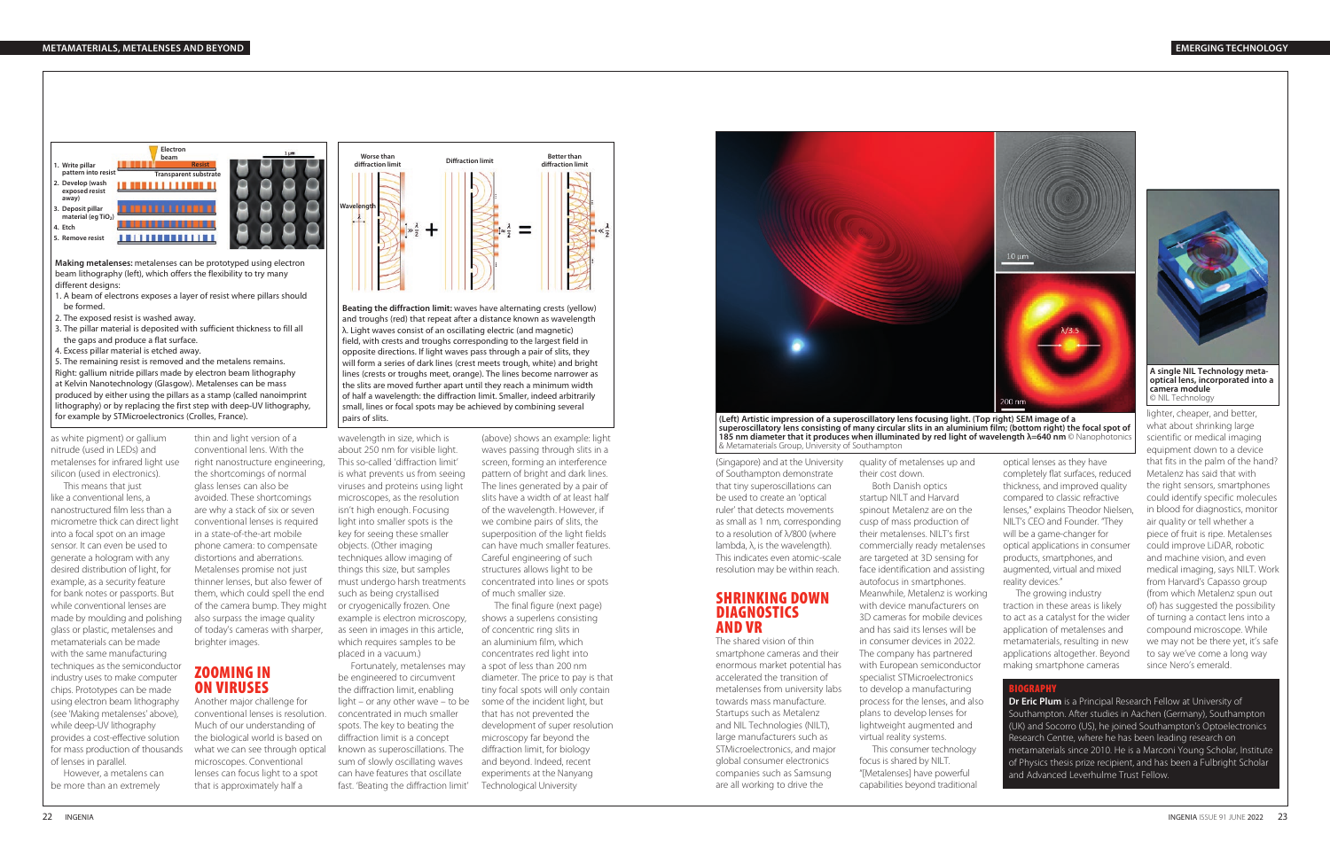**Making metalenses:** metalenses can be prototyped using electron beam lithography (left), which offers the flexibility to try many different designs:

1. A beam of electrons exposes a layer of resist where pillars should be formed.
2. The exposed resist is washed away.
3. The pillar material is deposited with sufficient thickness to fill all the gaps and produce a flat surface.
4. Excess pillar material is etched away.
5. The remaining resist is removed and the metalens remains.

Right: gallium nitride pillars made by electron beam lithography at Kelvin Nanotechnology (Glasgow). Metalenses can be mass produced by either using the pillars as a stamp (called nanoimprint lithography) or by replacing the first step with deep-UV lithography, for example by STMicroelectronics (Crolles, France).

**Beating the diffraction limit:** waves have alternating crests (yellow) and troughs (red) that repeat after a distance known as wavelength λ. Light waves consist of an oscillating electric (and magnetic) field, with crests and troughs corresponding to the largest field in opposite directions. If light waves pass through a pair of slits, they will form a series of dark lines (crest meets trough, white) and bright lines (crests or troughs meet, orange). The lines become narrower as the slits are moved further apart until they reach a minimum width of half a wavelength: the diffraction limit. Smaller, indeed arbitrarily small, lines or focal spots may be achieved by combining several pairs of slits.

as white pigment) or gallium nitrude (used in LEDs) and metalenses for infrared light use silicon (used in electronics).

This means that just like a conventional lens, a nanostructured film less than a micrometre thick can direct light into a focal spot on an image sensor. It can even be used to generate a hologram with any desired distribution of light, for example, as a security feature for bank notes or passports. But while conventional lenses are made by moulding and polishing glass or plastic, metalenses and metamaterials can be made with the same manufacturing techniques as the semiconductor industry uses to make computer chips. Prototypes can be made using electron beam lithography (see 'Making metalenses' above), while deep-UV lithography provides a cost-effective solution for mass production of thousands of lenses in parallel.

However, a metalens can be more than an extremely thin and light version of a conventional lens. With the right nanostructure engineering, the shortcomings of normal glass lenses can also be avoided. These shortcomings are why a stack of six or seven conventional lenses is required in a state-of-the-art mobile phone camera: to compensate distortions and aberrations. Metalenses promise not just thinner lenses, but also fewer of them, which could spell the end of the camera bump. They might also surpass the image quality of today's cameras with sharper, brighter images.

## ZOOMING IN ON VIRUSES

Another major challenge for conventional lenses is resolution. Much of our understanding of the biological world is based on what we can see through optical microscopes. Conventional lenses can focus light to a spot that is approximately half a wavelength in size, which is about 250 nm for visible light. This so-called 'diffraction limit' is what prevents us from seeing viruses and proteins using light microscopes, as the resolution isn't high enough. Focusing light into smaller spots is the key for seeing these smaller objects. (Other imaging techniques allow imaging of things this size, but samples must undergo harsh treatments such as being crystallised or cryogenically frozen. One example is electron microscopy, as seen in images in this article, which requires samples to be placed in a vacuum.)

Fortunately, metalenses may be engineered to circumvent the diffraction limit, enabling light – or any other wave – to be concentrated in much smaller spots. The key to beating the diffraction limit is a concept known as superoscillations. The sum of slowly oscillating waves can have features that oscillate fast. 'Beating the diffraction limit' (above) shows an example: light waves passing through slits in a screen, forming an interference pattern of bright and dark lines. The lines generated by a pair of slits have a width of at least half of the wavelength. However, if we combine pairs of slits, the superposition of the light fields can have much smaller features. Careful engineering of such structures allows light to be concentrated into lines or spots of much smaller size.

The final figure (next page) shows a superlens consisting of concentric ring slits in an aluminium film, which concentrates red light into a spot of less than 200 nm diameter. The price to pay is that some of the incident light, but tiny focal spots will only contain that has not prevented the development of super resolution microscopy far beyond the diffraction limit, for biology and beyond. Indeed, recent experiments at the Nanyang Technological University (Singapore) and at the University of Southampton demonstrate that tiny superoscillations can be used to create an 'optical ruler' that detects movements as small as 1 nm, corresponding to a resolution of λ/800 (where lambda, λ, is the wavelength). This indicates even atomic-scale resolution may be within reach.

**(Left) Artistic impression of a superoscillatory lens focusing light. (Top right) SEM image of a superoscillatory lens consisting of many circular slits in an aluminium film; (bottom right) the focal spot of 185 nm diameter that it produces when illuminated by red light of wavelength λ=640 nm** © Nanophotonics & Metamaterials Group, University of Southampton

## SHRINKING DOWN DIAGNOSTICS AND VR

The shared vision of thin smartphone cameras and their enormous market potential has accelerated the transition of metalenses from university labs towards mass manufacture. Startups such as Metalenz and NIL Technologies (NILT), large manufacturers such as STMicroelectronics, and major global consumer electronics companies such as Samsung are all working to drive the quality of metalenses up and their cost down.

Both Danish optics startup NILT and Harvard spinout Metalenz are on the cusp of mass production of their metalenses. NILT's first commercially ready metalenses are targeted at 3D sensing for face identification and assisting autofocus in smartphones. Meanwhile, Metalenz is working with device manufacturers on 3D cameras for mobile devices and has said its lenses will be in consumer devices in 2022. The company has partnered with European semiconductor specialist STMicroelectronics to develop a manufacturing process for the lenses, and also plans to develop lenses for lightweight augmented and virtual reality systems.

This consumer technology focus is shared by NILT. "[Metalenses] have powerful capabilities beyond traditional optical lenses as they have completely flat surfaces, reduced thickness, and improved quality compared to classic refractive lenses," explains Theodor Nielsen, NILT's CEO and Founder. "They will be a game-changer for optical applications in consumer products, smartphones, and augmented, virtual and mixed reality devices."

The growing industry traction in these areas is likely to act as a catalyst for the wider application of metalenses and metamaterials, resulting in new applications altogether. Beyond making smartphone cameras lighter, cheaper, and better, what about shrinking large scientific or medical imaging equipment down to a device that fits in the palm of the hand? Metalenz has said that with the right sensors, smartphones could identify specific molecules in blood for diagnostics, monitor air quality or tell whether a piece of fruit is ripe. Metalenses could improve LiDAR, robotic and machine vision, and even medical imaging, says NILT. Work from Harvard's Capasso group (from which Metalenz spun out of) has suggested the possibility of turning a contact lens into a compound microscope. While we may not be there yet, it's safe to say we've come a long way since Nero's emerald.

**A single NIL Technology meta-optical lens, incorporated into a camera module** © NIL Technology

### BIOGRAPHY

**Dr Eric Plum** is a Principal Research Fellow at University of Southampton. After studies in Aachen (Germany), Southampton (UK) and Socorro (US), he joined Southampton's Optoelectronics Research Centre, where he has been leading research on metamaterials since 2010. He is a Marconi Young Scholar, Institute of Physics thesis prize recipient, and has been a Fulbright Scholar and Advanced Leverhulme Trust Fellow.